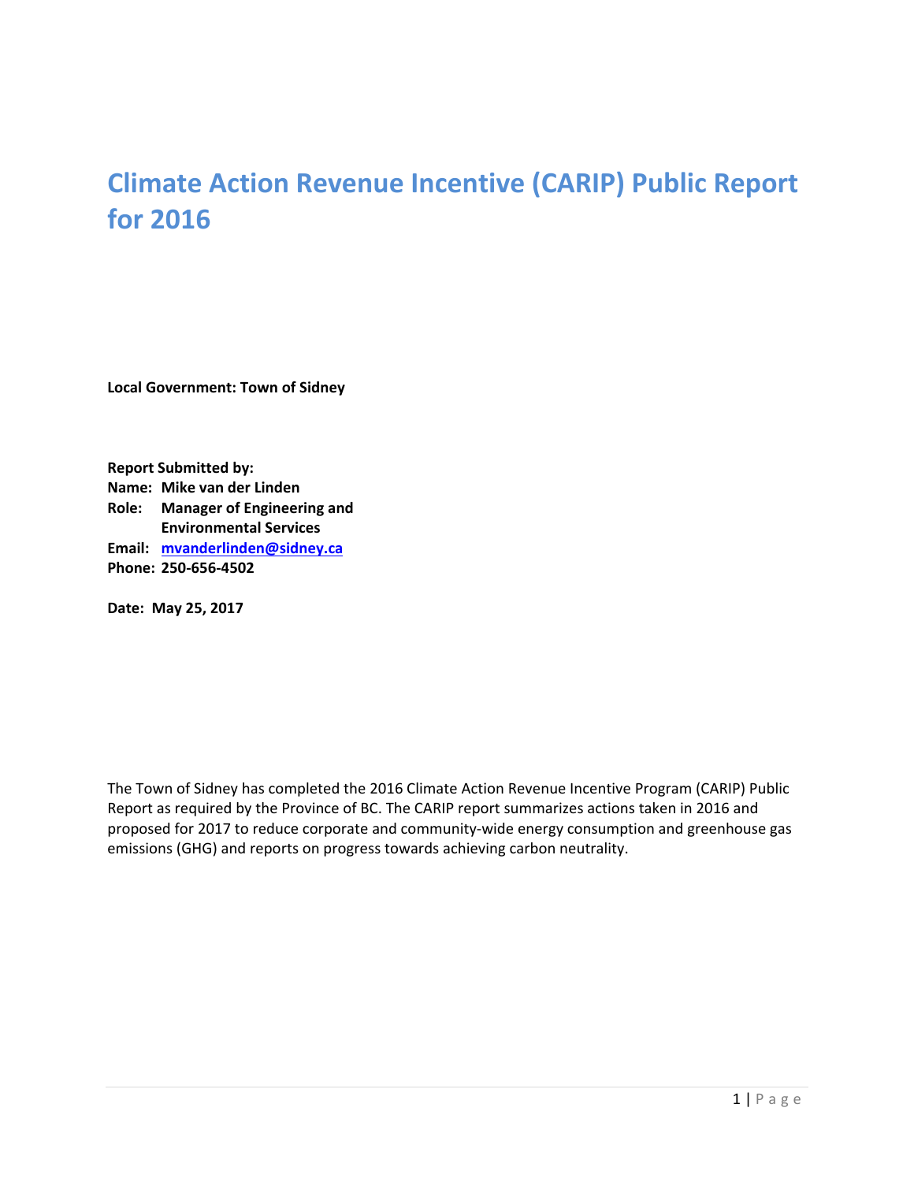# Climate Action Revenue Incentive (CARIP) Public Report for 2016

**Local Government: Town of Sidney**

**Report Submitted by:**
**Name: Mike van der Linden**
**Role: Manager of Engineering and Environmental Services**
**Email: mvanderlinden@sidney.ca**
**Phone: 250-656-4502**

**Date: May 25, 2017**

The Town of Sidney has completed the 2016 Climate Action Revenue Incentive Program (CARIP) Public Report as required by the Province of BC. The CARIP report summarizes actions taken in 2016 and proposed for 2017 to reduce corporate and community-wide energy consumption and greenhouse gas emissions (GHG) and reports on progress towards achieving carbon neutrality.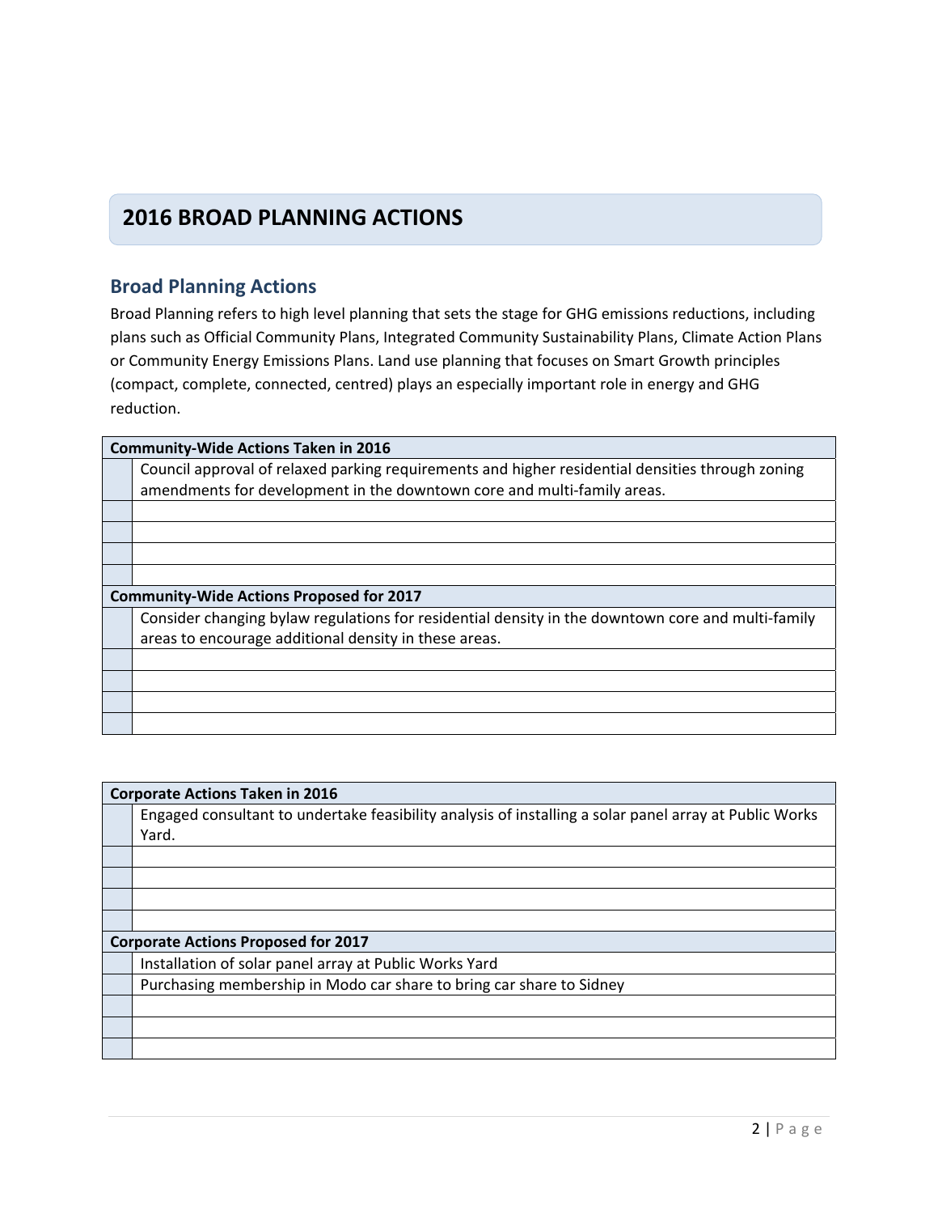# 2016 BROAD PLANNING ACTIONS

## Broad Planning Actions

Broad Planning refers to high level planning that sets the stage for GHG emissions reductions, including plans such as Official Community Plans, Integrated Community Sustainability Plans, Climate Action Plans or Community Energy Emissions Plans. Land use planning that focuses on Smart Growth principles (compact, complete, connected, centred) plays an especially important role in energy and GHG reduction.

| **Community-Wide Actions Taken in 2016** | |
|---|---|
| | Council approval of relaxed parking requirements and higher residential densities through zoning amendments for development in the downtown core and multi-family areas. |
| | |
| | |
| | |
| | |
| **Community-Wide Actions Proposed for 2017** | |
| | Consider changing bylaw regulations for residential density in the downtown core and multi-family areas to encourage additional density in these areas. |
| | |
| | |
| | |
| | |

| **Corporate Actions Taken in 2016** | |
|---|---|
| | Engaged consultant to undertake feasibility analysis of installing a solar panel array at Public Works Yard. |
| | |
| | |
| | |
| | |
| **Corporate Actions Proposed for 2017** | |
| | Installation of solar panel array at Public Works Yard |
| | Purchasing membership in Modo car share to bring car share to Sidney |
| | |
| | |
| | |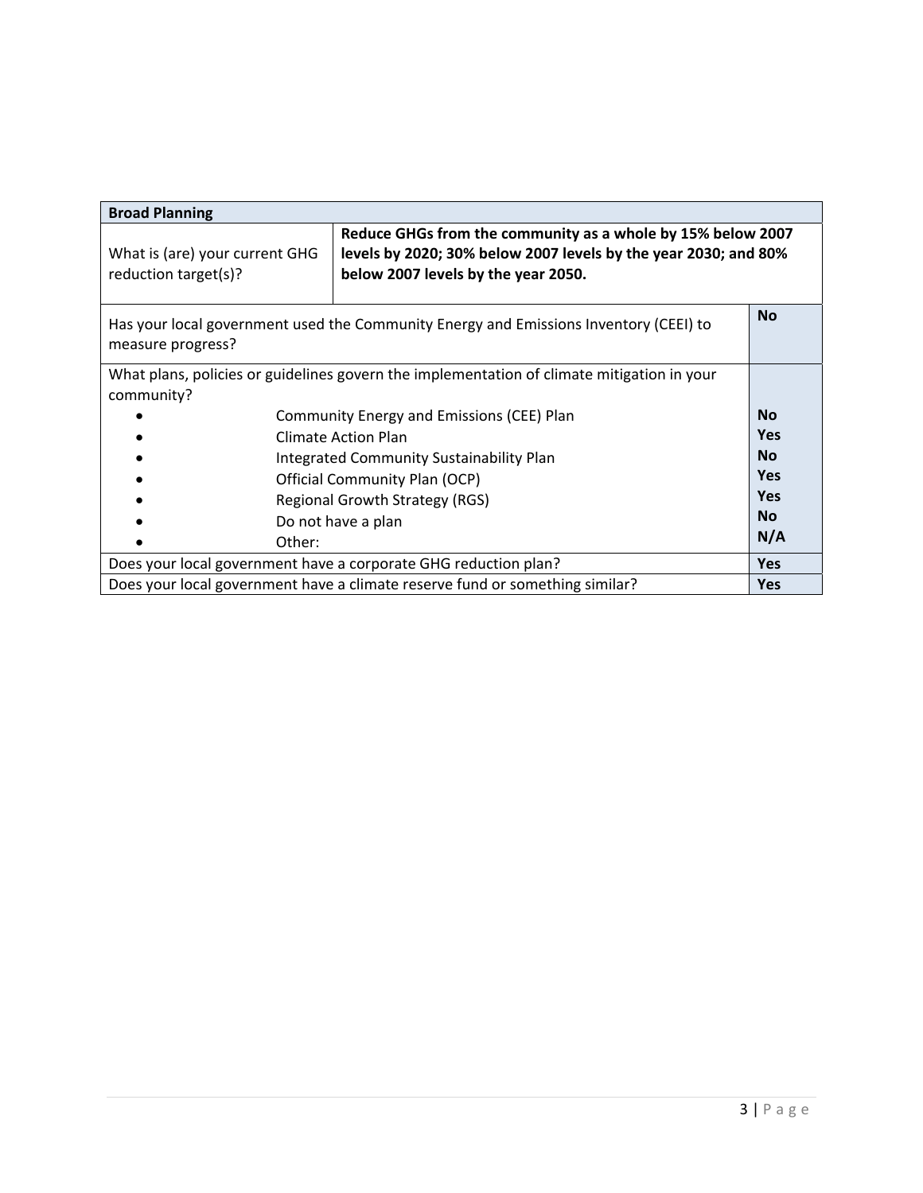| Broad Planning | |
| --- | --- |
| What is (are) your current GHG reduction target(s)? | **Reduce GHGs from the community as a whole by 15% below 2007 levels by 2020; 30% below 2007 levels by the year 2030; and 80% below 2007 levels by the year 2050.** |

| Question | Answer |
| --- | --- |
| Has your local government used the Community Energy and Emissions Inventory (CEEI) to measure progress? | **No** |
| What plans, policies or guidelines govern the implementation of climate mitigation in your community? | |
| • Community Energy and Emissions (CEE) Plan | **No** |
| • Climate Action Plan | **Yes** |
| • Integrated Community Sustainability Plan | **No** |
| • Official Community Plan (OCP) | **Yes** |
| • Regional Growth Strategy (RGS) | **Yes** |
| • Do not have a plan | **No** |
| • Other: | **N/A** |
| Does your local government have a corporate GHG reduction plan? | **Yes** |
| Does your local government have a climate reserve fund or something similar? | **Yes** |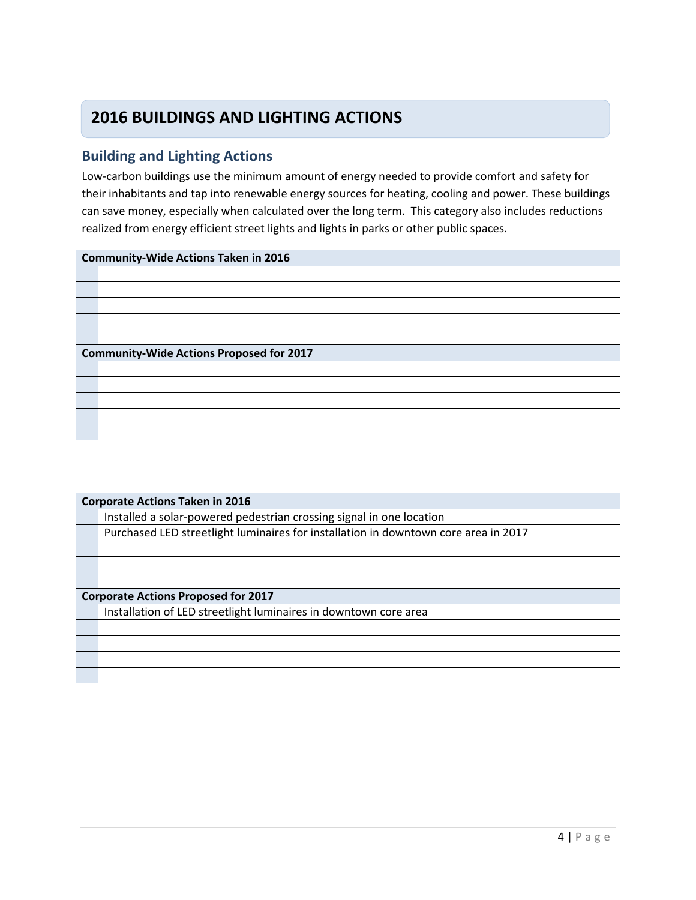# 2016 BUILDINGS AND LIGHTING ACTIONS

## Building and Lighting Actions

Low-carbon buildings use the minimum amount of energy needed to provide comfort and safety for their inhabitants and tap into renewable energy sources for heating, cooling and power. These buildings can save money, especially when calculated over the long term. This category also includes reductions realized from energy efficient street lights and lights in parks or other public spaces.

| **Community-Wide Actions Taken in 2016** | |
|---|---|
| | |
| | |
| | |
| | |
| | |
| **Community-Wide Actions Proposed for 2017** | |
| | |
| | |
| | |
| | |
| | |

| **Corporate Actions Taken in 2016** | |
|---|---|
| | Installed a solar-powered pedestrian crossing signal in one location |
| | Purchased LED streetlight luminaires for installation in downtown core area in 2017 |
| | |
| | |
| | |
| **Corporate Actions Proposed for 2017** | |
| | Installation of LED streetlight luminaires in downtown core area |
| | |
| | |
| | |
| | |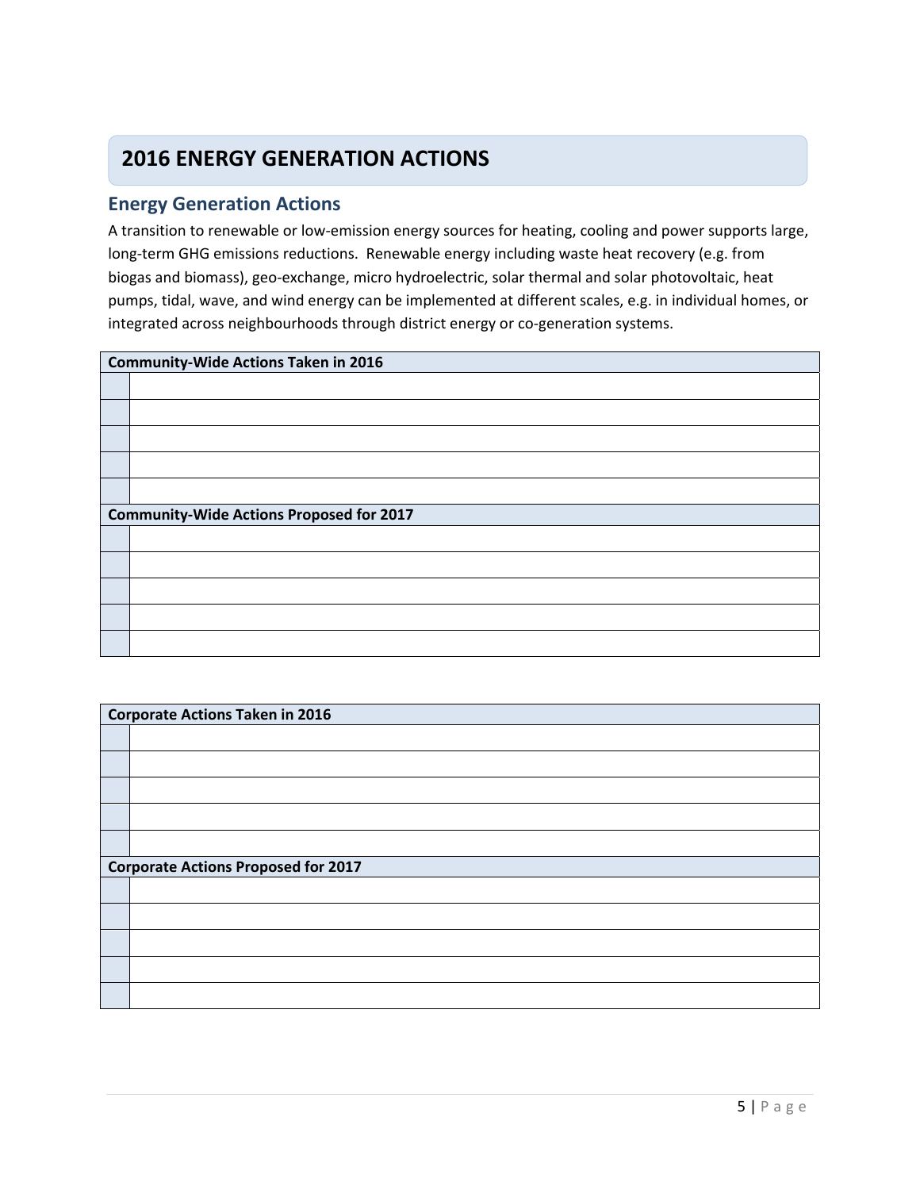# 2016 ENERGY GENERATION ACTIONS

## Energy Generation Actions

A transition to renewable or low-emission energy sources for heating, cooling and power supports large, long-term GHG emissions reductions. Renewable energy including waste heat recovery (e.g. from biogas and biomass), geo-exchange, micro hydroelectric, solar thermal and solar photovoltaic, heat pumps, tidal, wave, and wind energy can be implemented at different scales, e.g. in individual homes, or integrated across neighbourhoods through district energy or co-generation systems.

| **Community-Wide Actions Taken in 2016** | |
|---|---|
| | |
| | |
| | |
| | |
| | |
| **Community-Wide Actions Proposed for 2017** | |
| | |
| | |
| | |
| | |
| | |

| **Corporate Actions Taken in 2016** | |
|---|---|
| | |
| | |
| | |
| | |
| | |
| **Corporate Actions Proposed for 2017** | |
| | |
| | |
| | |
| | |
| | |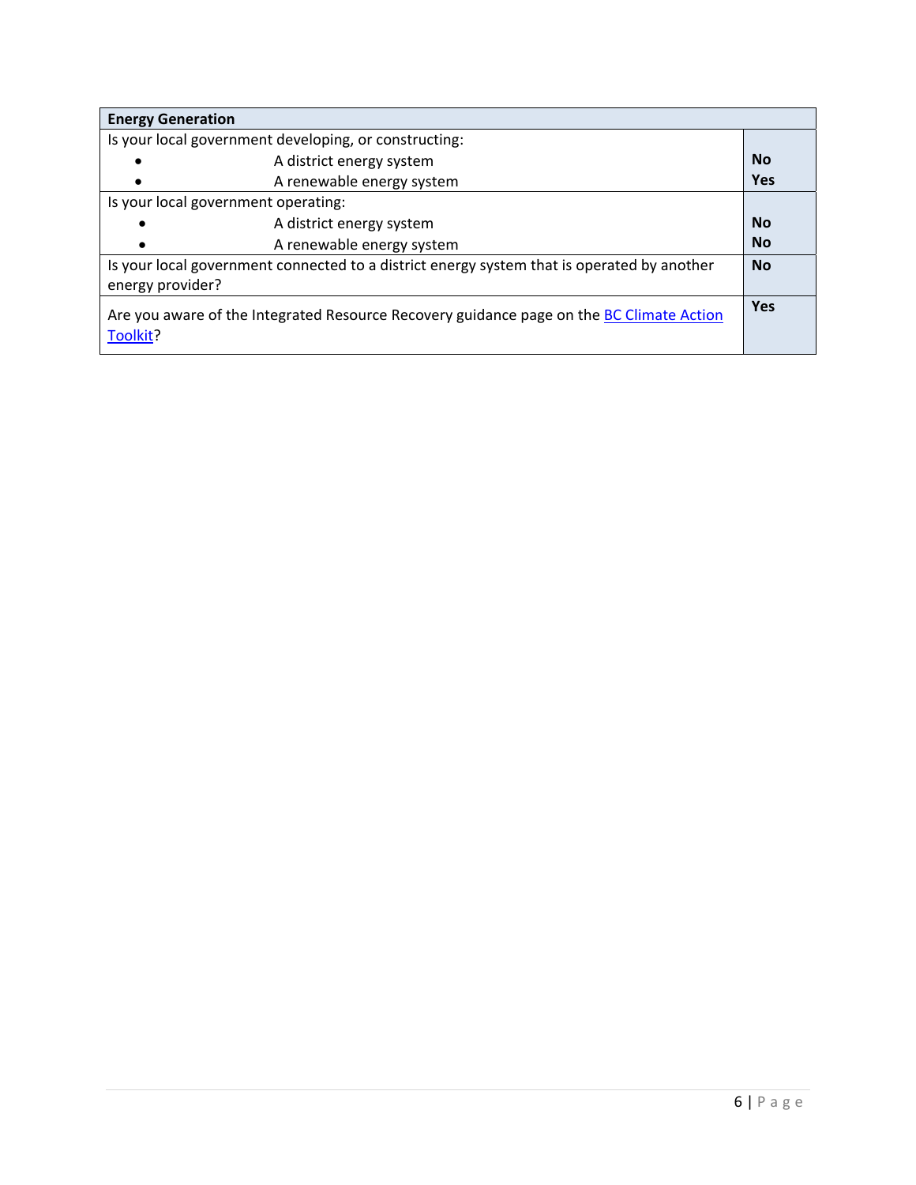| **Energy Generation** | |
|---|---|
| Is your local government developing, or constructing:<br>• A district energy system<br>• A renewable energy system | <br>**No**<br>**Yes** |
| Is your local government operating:<br>• A district energy system<br>• A renewable energy system | <br>**No**<br>**No** |
| Is your local government connected to a district energy system that is operated by another energy provider? | **No** |
| Are you aware of the Integrated Resource Recovery guidance page on the BC Climate Action Toolkit? | **Yes** |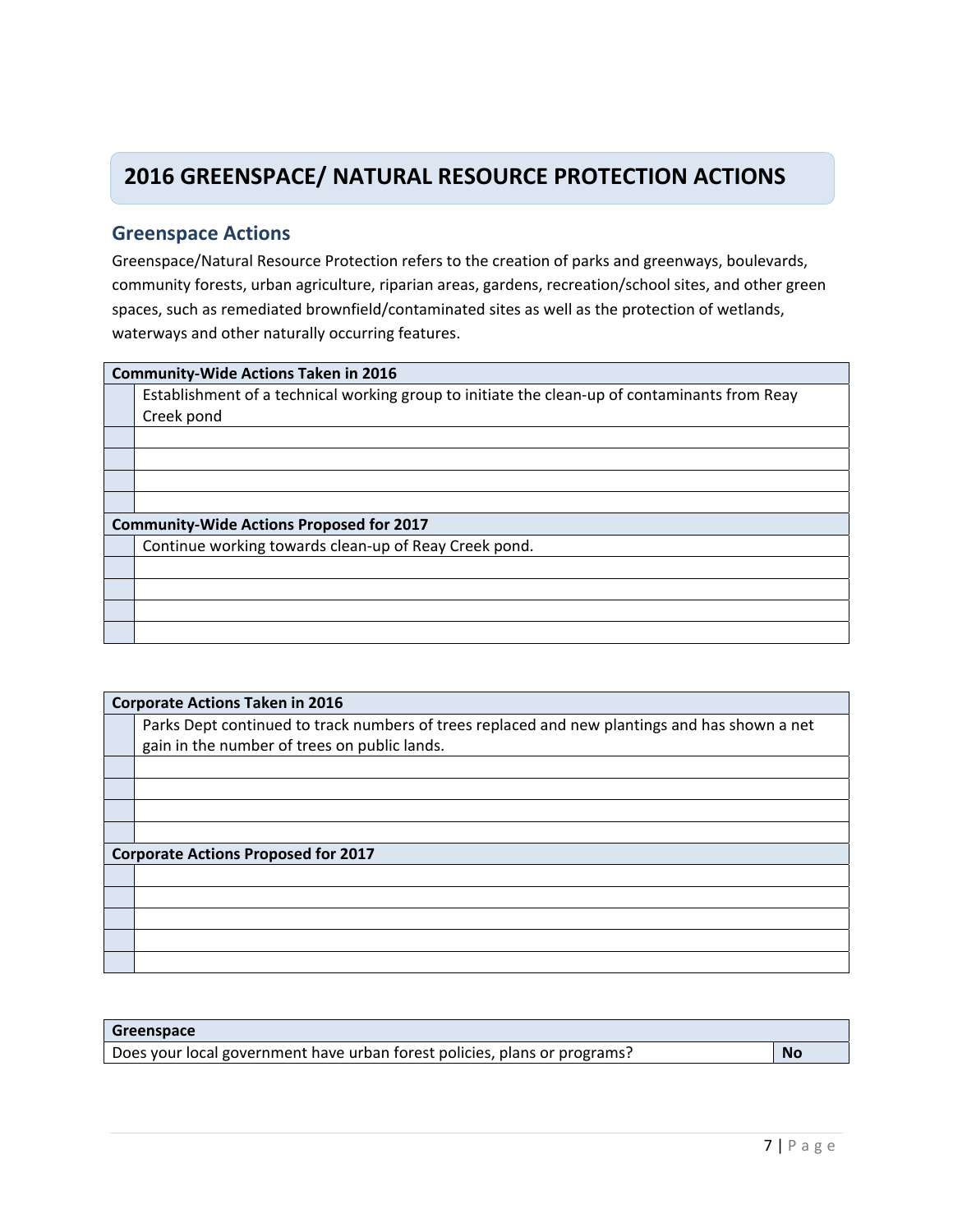# 2016 GREENSPACE/ NATURAL RESOURCE PROTECTION ACTIONS

## Greenspace Actions

Greenspace/Natural Resource Protection refers to the creation of parks and greenways, boulevards, community forests, urban agriculture, riparian areas, gardens, recreation/school sites, and other green spaces, such as remediated brownfield/contaminated sites as well as the protection of wetlands, waterways and other naturally occurring features.

| **Community-Wide Actions Taken in 2016** | |
|---|---|
| | Establishment of a technical working group to initiate the clean-up of contaminants from Reay Creek pond |
| | |
| | |
| | |
| | |
| **Community-Wide Actions Proposed for 2017** | |
| | Continue working towards clean-up of Reay Creek pond. |
| | |
| | |
| | |
| | |

| **Corporate Actions Taken in 2016** | |
|---|---|
| | Parks Dept continued to track numbers of trees replaced and new plantings and has shown a net gain in the number of trees on public lands. |
| | |
| | |
| | |
| | |
| **Corporate Actions Proposed for 2017** | |
| | |
| | |
| | |
| | |
| | |

| **Greenspace** | |
|---|---|
| Does your local government have urban forest policies, plans or programs? | **No** |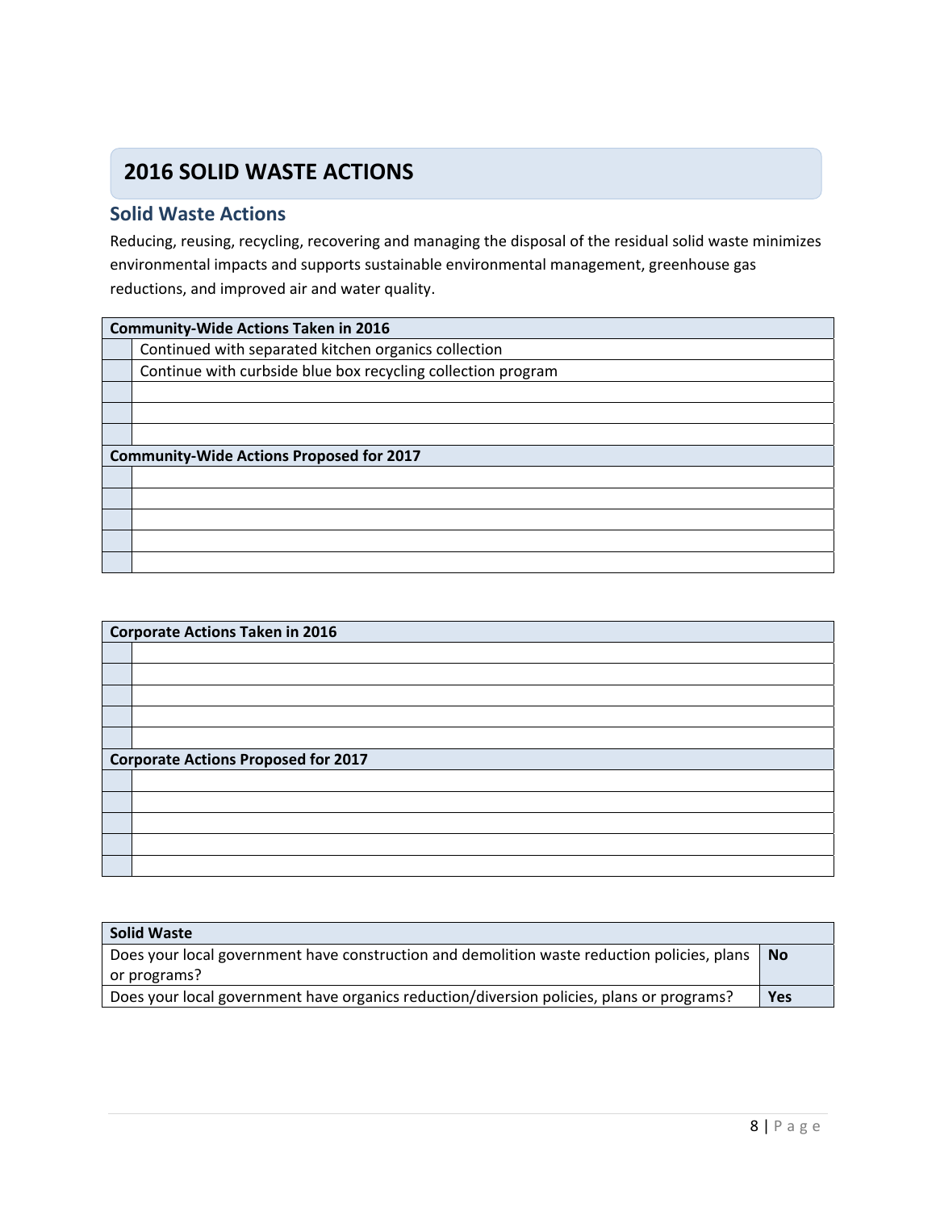# 2016 SOLID WASTE ACTIONS

## Solid Waste Actions

Reducing, reusing, recycling, recovering and managing the disposal of the residual solid waste minimizes environmental impacts and supports sustainable environmental management, greenhouse gas reductions, and improved air and water quality.

| **Community-Wide Actions Taken in 2016** | |
|---|---|
| | Continued with separated kitchen organics collection |
| | Continue with curbside blue box recycling collection program |
| | |
| | |
| | |
| **Community-Wide Actions Proposed for 2017** | |
| | |
| | |
| | |
| | |
| | |

| **Corporate Actions Taken in 2016** | |
|---|---|
| | |
| | |
| | |
| | |
| | |
| **Corporate Actions Proposed for 2017** | |
| | |
| | |
| | |
| | |
| | |

| **Solid Waste** | |
|---|---|
| Does your local government have construction and demolition waste reduction policies, plans or programs? | **No** |
| Does your local government have organics reduction/diversion policies, plans or programs? | **Yes** |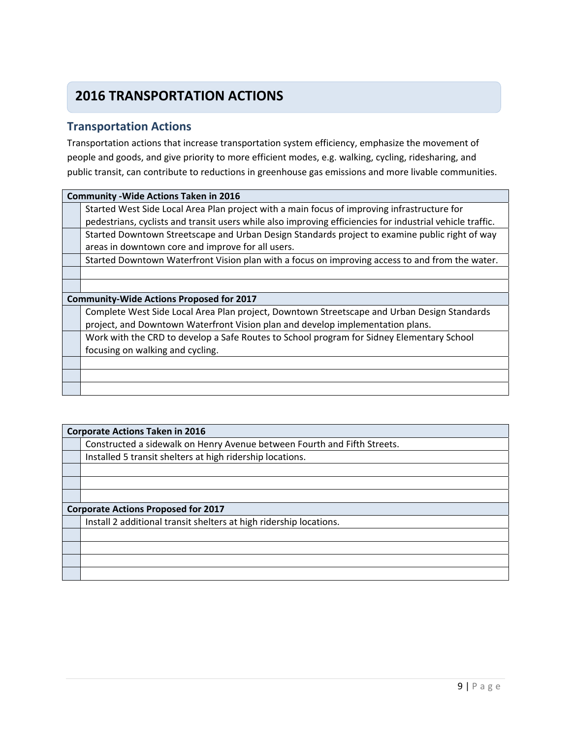# 2016 TRANSPORTATION ACTIONS

## Transportation Actions

Transportation actions that increase transportation system efficiency, emphasize the movement of people and goods, and give priority to more efficient modes, e.g. walking, cycling, ridesharing, and public transit, can contribute to reductions in greenhouse gas emissions and more livable communities.

| Community -Wide Actions Taken in 2016 | |
|---|---|
| | Started West Side Local Area Plan project with a main focus of improving infrastructure for pedestrians, cyclists and transit users while also improving efficiencies for industrial vehicle traffic. |
| | Started Downtown Streetscape and Urban Design Standards project to examine public right of way areas in downtown core and improve for all users. |
| | Started Downtown Waterfront Vision plan with a focus on improving access to and from the water. |
| | |
| | |
| **Community-Wide Actions Proposed for 2017** | |
| | Complete West Side Local Area Plan project, Downtown Streetscape and Urban Design Standards project, and Downtown Waterfront Vision plan and develop implementation plans. |
| | Work with the CRD to develop a Safe Routes to School program for Sidney Elementary School focusing on walking and cycling. |
| | |
| | |
| | |

| Corporate Actions Taken in 2016 | |
|---|---|
| | Constructed a sidewalk on Henry Avenue between Fourth and Fifth Streets. |
| | Installed 5 transit shelters at high ridership locations. |
| | |
| | |
| | |
| **Corporate Actions Proposed for 2017** | |
| | Install 2 additional transit shelters at high ridership locations. |
| | |
| | |
| | |
| | |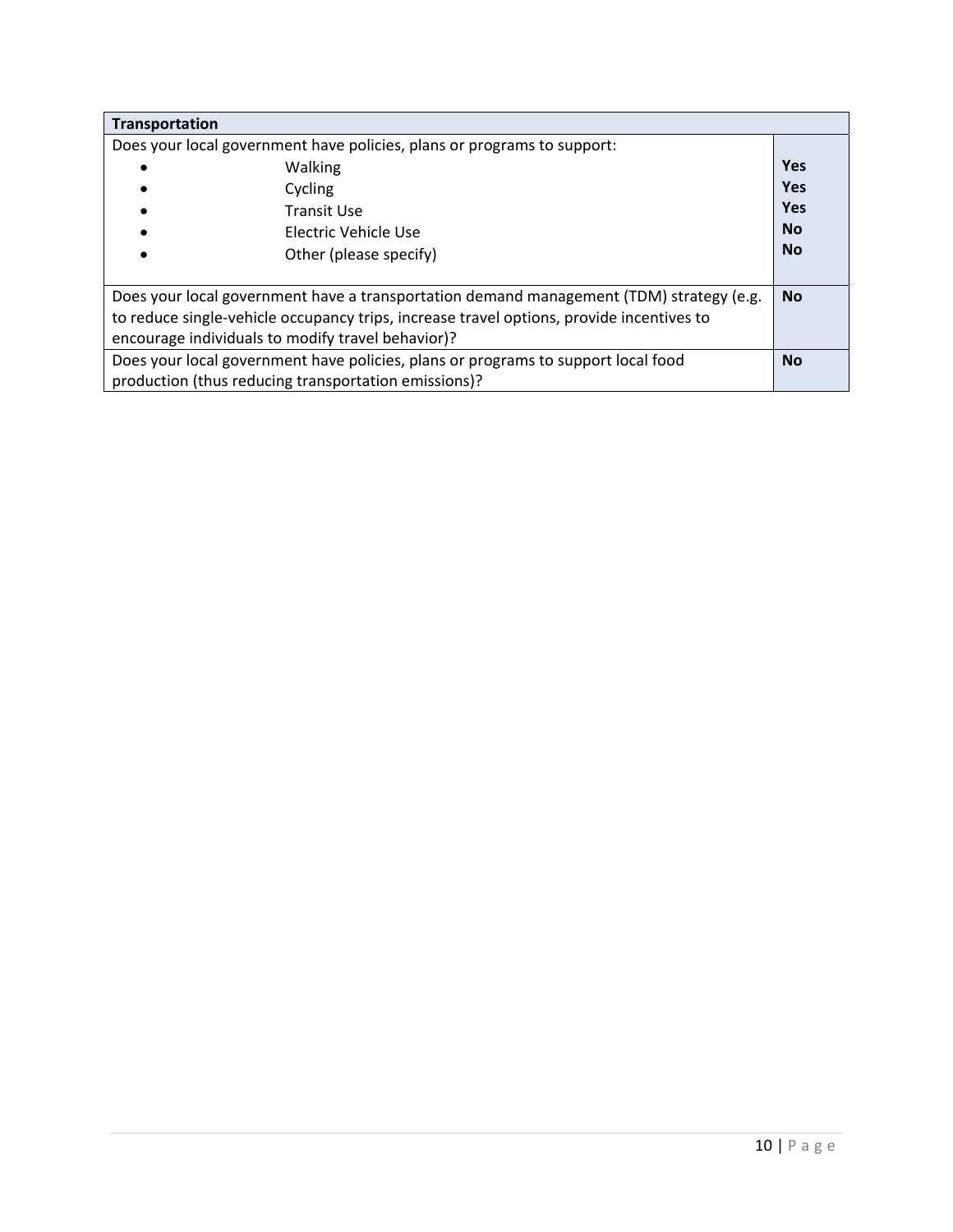| Transportation | |
| --- | --- |
| Does your local government have policies, plans or programs to support:<br>• Walking<br>• Cycling<br>• Transit Use<br>• Electric Vehicle Use<br>• Other (please specify) | <br>**Yes**<br>**Yes**<br>**Yes**<br>**No**<br>**No** |
| Does your local government have a transportation demand management (TDM) strategy (e.g. to reduce single-vehicle occupancy trips, increase travel options, provide incentives to encourage individuals to modify travel behavior)? | **No** |
| Does your local government have policies, plans or programs to support local food production (thus reducing transportation emissions)? | **No** |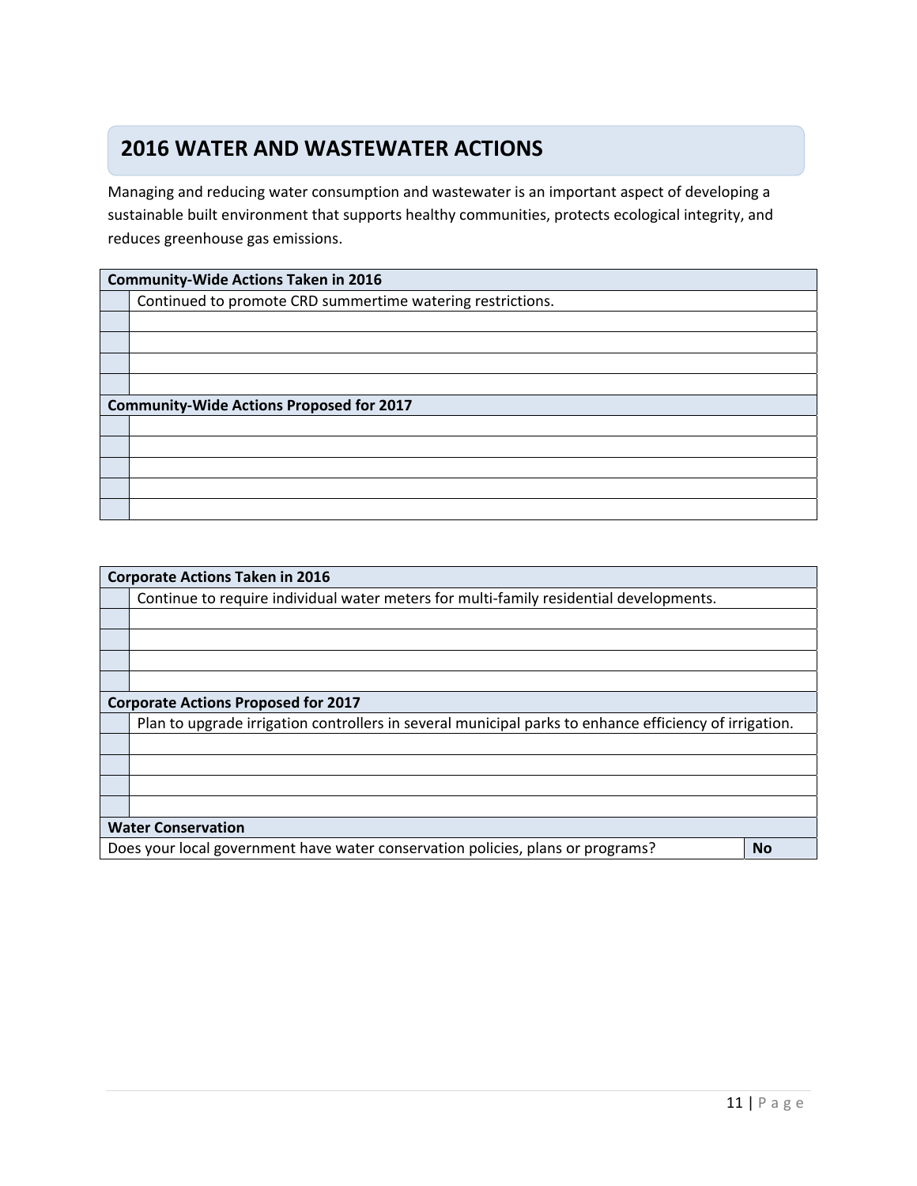## 2016 WATER AND WASTEWATER ACTIONS

Managing and reducing water consumption and wastewater is an important aspect of developing a sustainable built environment that supports healthy communities, protects ecological integrity, and reduces greenhouse gas emissions.

| **Community-Wide Actions Taken in 2016** | |
|---|---|
| | Continued to promote CRD summertime watering restrictions. |
| | |
| | |
| | |
| | |
| **Community-Wide Actions Proposed for 2017** | |
| | |
| | |
| | |
| | |
| | |

| **Corporate Actions Taken in 2016** | |
|---|---|
| | Continue to require individual water meters for multi-family residential developments. |
| | |
| | |
| | |
| | |
| **Corporate Actions Proposed for 2017** | |
| | Plan to upgrade irrigation controllers in several municipal parks to enhance efficiency of irrigation. |
| | |
| | |
| | |
| | |
| **Water Conservation** | |
| Does your local government have water conservation policies, plans or programs? | **No** |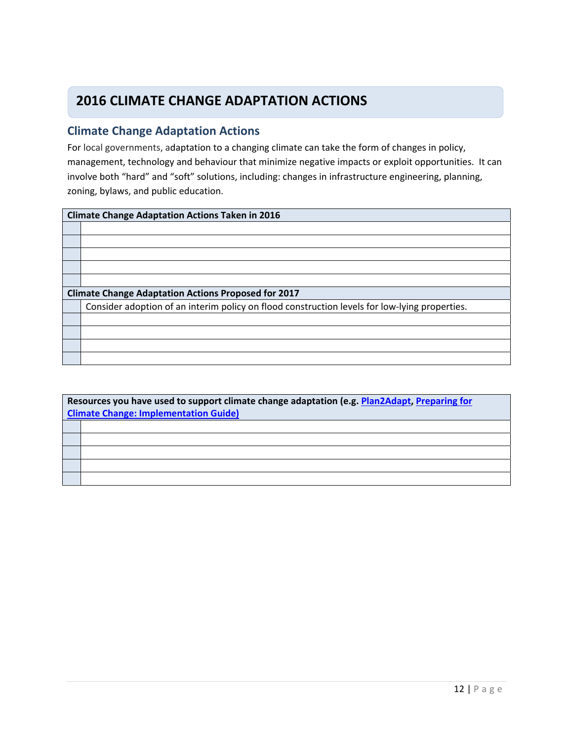# 2016 CLIMATE CHANGE ADAPTATION ACTIONS

## Climate Change Adaptation Actions

For local governments, adaptation to a changing climate can take the form of changes in policy, management, technology and behaviour that minimize negative impacts or exploit opportunities. It can involve both "hard" and "soft" solutions, including: changes in infrastructure engineering, planning, zoning, bylaws, and public education.

| **Climate Change Adaptation Actions Taken in 2016** | |
|---|---|
| | |
| | |
| | |
| | |
| | |
| **Climate Change Adaptation Actions Proposed for 2017** | |
| | Consider adoption of an interim policy on flood construction levels for low-lying properties. |
| | |
| | |
| | |
| | |

| **Resources you have used to support climate change adaptation (e.g. Plan2Adapt, Preparing for Climate Change: Implementation Guide)** | |
|---|---|
| | |
| | |
| | |
| | |
| | |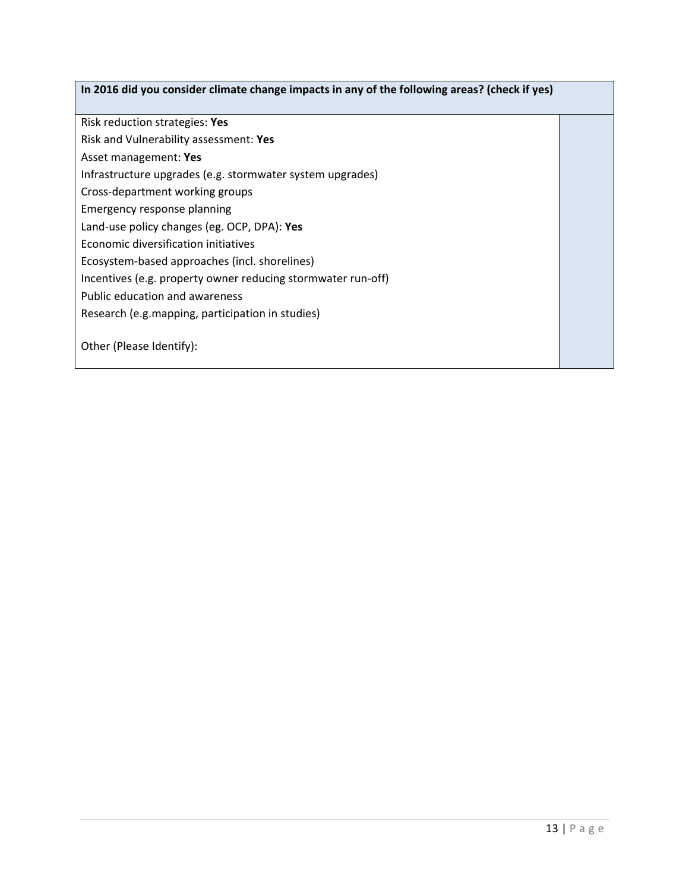| In 2016 did you consider climate change impacts in any of the following areas? (check if yes) | |
| --- | --- |
| Risk reduction strategies: **Yes**<br>Risk and Vulnerability assessment: **Yes**<br>Asset management: **Yes**<br>Infrastructure upgrades (e.g. stormwater system upgrades)<br>Cross-department working groups<br>Emergency response planning<br>Land-use policy changes (eg. OCP, DPA): **Yes**<br>Economic diversification initiatives<br>Ecosystem-based approaches (incl. shorelines)<br>Incentives (e.g. property owner reducing stormwater run-off)<br>Public education and awareness<br>Research (e.g.mapping, participation in studies)<br><br>Other (Please Identify): | |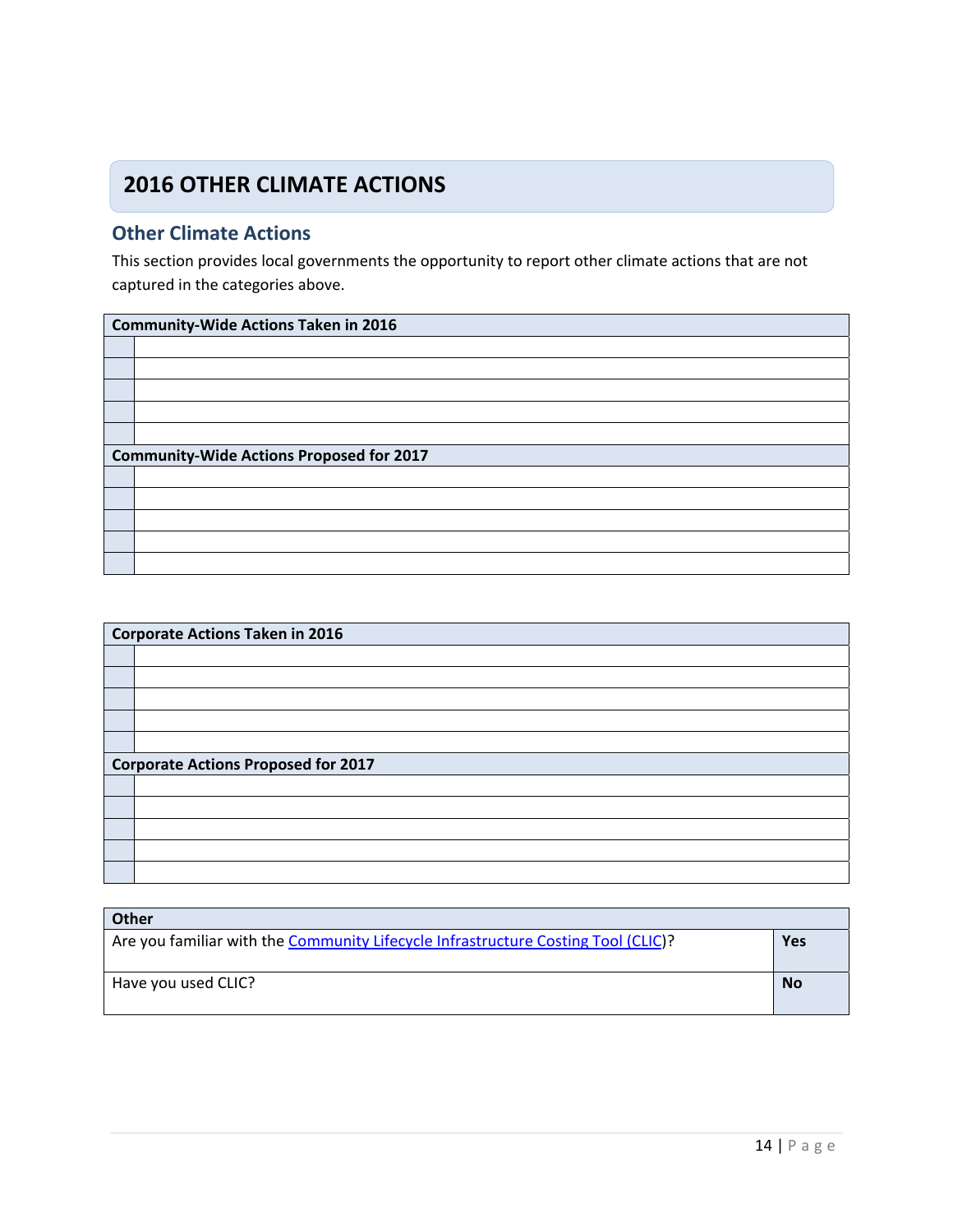# 2016 OTHER CLIMATE ACTIONS

## Other Climate Actions

This section provides local governments the opportunity to report other climate actions that are not captured in the categories above.

| Community-Wide Actions Taken in 2016 | |
|---|---|
| | |
| | |
| | |
| | |
| | |
| **Community-Wide Actions Proposed for 2017** | |
| | |
| | |
| | |
| | |
| | |

| Corporate Actions Taken in 2016 | |
|---|---|
| | |
| | |
| | |
| | |
| | |
| **Corporate Actions Proposed for 2017** | |
| | |
| | |
| | |
| | |
| | |

| Other | |
|---|---|
| Are you familiar with the [Community Lifecycle Infrastructure Costing Tool (CLIC)]()? | **Yes** |
| Have you used CLIC? | **No** |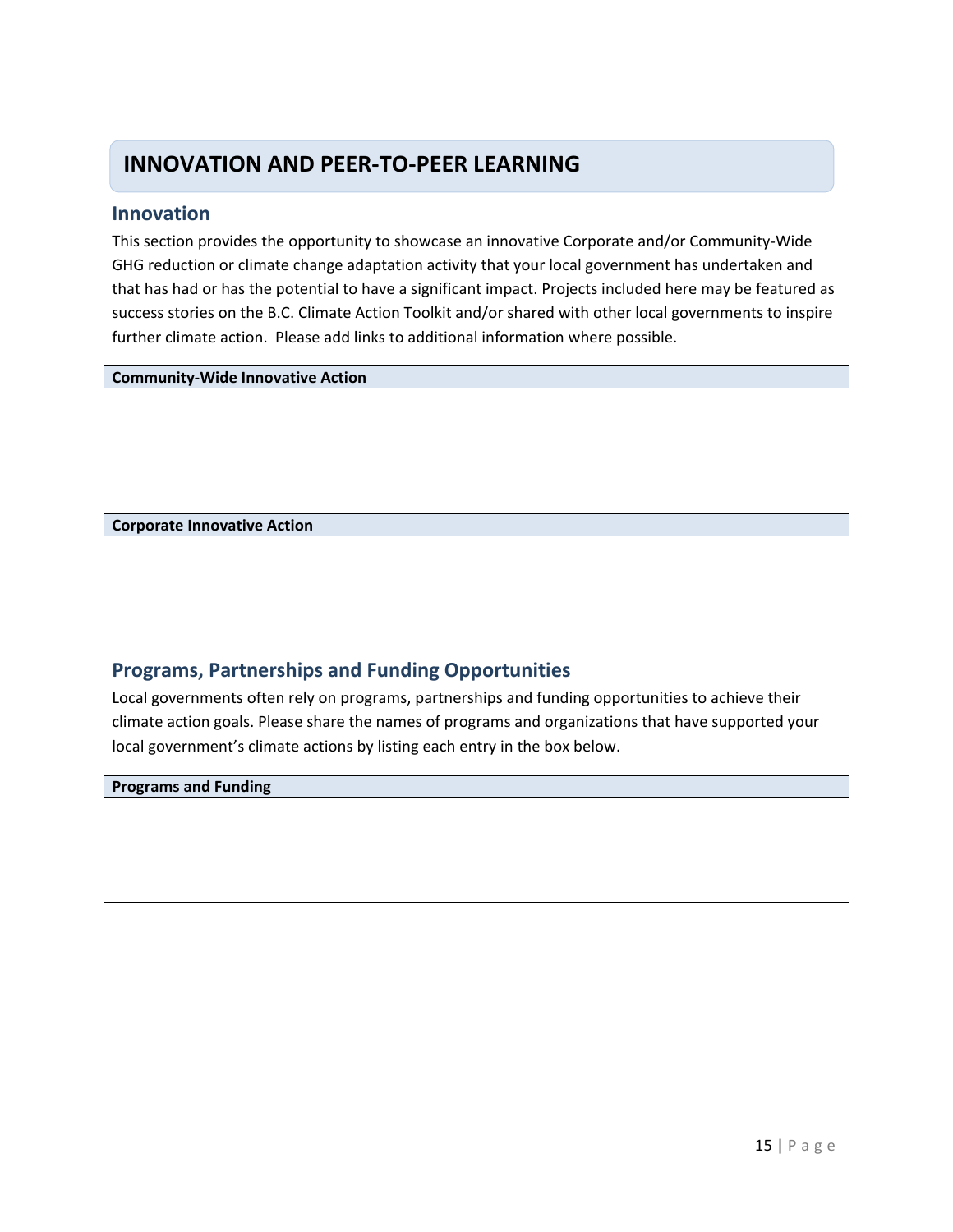## INNOVATION AND PEER-TO-PEER LEARNING

### Innovation

This section provides the opportunity to showcase an innovative Corporate and/or Community-Wide GHG reduction or climate change adaptation activity that your local government has undertaken and that has had or has the potential to have a significant impact. Projects included here may be featured as success stories on the B.C. Climate Action Toolkit and/or shared with other local governments to inspire further climate action. Please add links to additional information where possible.

| **Community-Wide Innovative Action** |
| --- |
| |
| **Corporate Innovative Action** |
| |

### Programs, Partnerships and Funding Opportunities

Local governments often rely on programs, partnerships and funding opportunities to achieve their climate action goals. Please share the names of programs and organizations that have supported your local government's climate actions by listing each entry in the box below.

| **Programs and Funding** |
| --- |
| |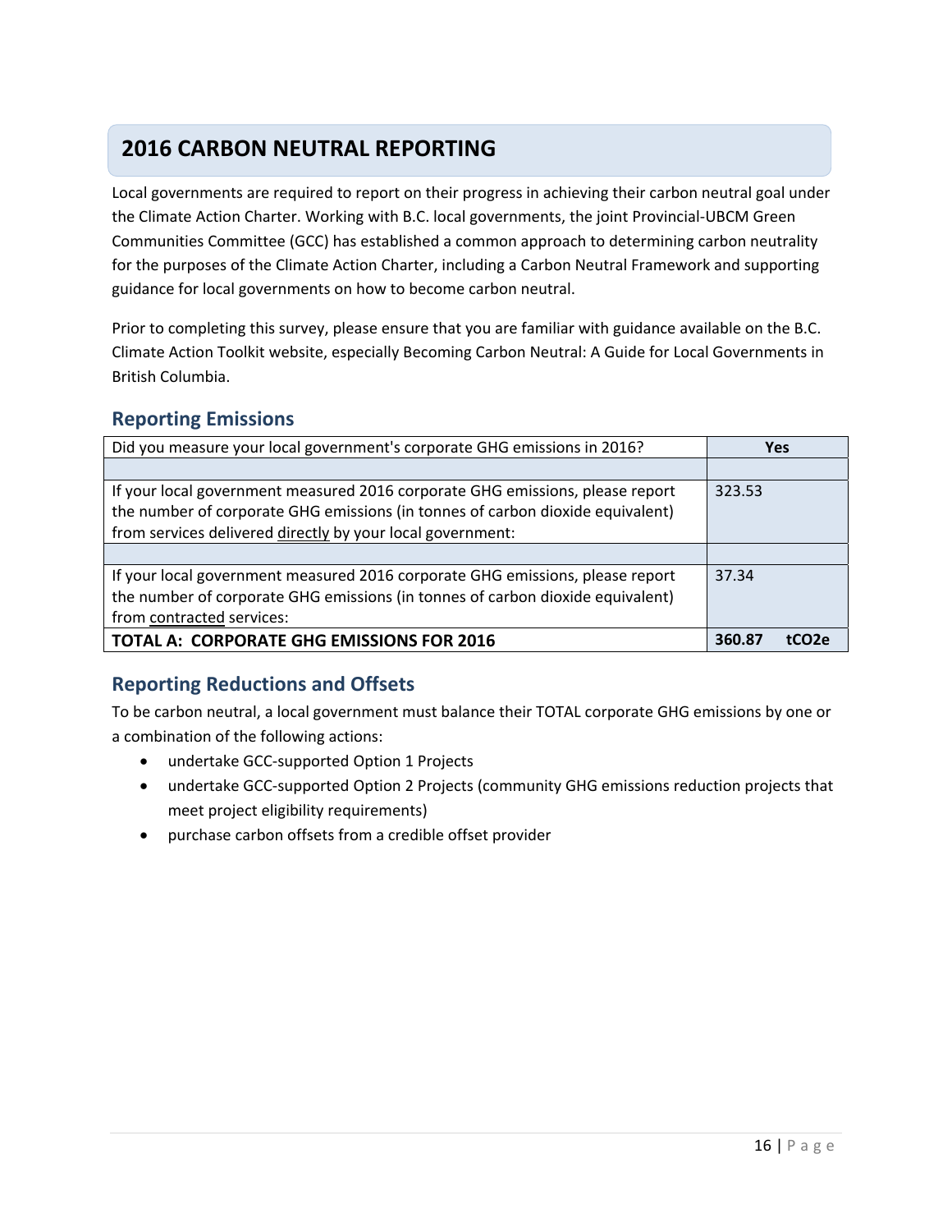# 2016 CARBON NEUTRAL REPORTING

Local governments are required to report on their progress in achieving their carbon neutral goal under the Climate Action Charter. Working with B.C. local governments, the joint Provincial-UBCM Green Communities Committee (GCC) has established a common approach to determining carbon neutrality for the purposes of the Climate Action Charter, including a Carbon Neutral Framework and supporting guidance for local governments on how to become carbon neutral.

Prior to completing this survey, please ensure that you are familiar with guidance available on the B.C. Climate Action Toolkit website, especially Becoming Carbon Neutral: A Guide for Local Governments in British Columbia.

## Reporting Emissions

| Did you measure your local government's corporate GHG emissions in 2016? | Yes |
|---|---|
| | |
| If your local government measured 2016 corporate GHG emissions, please report the number of corporate GHG emissions (in tonnes of carbon dioxide equivalent) from services delivered directly by your local government: | 323.53 |
| | |
| If your local government measured 2016 corporate GHG emissions, please report the number of corporate GHG emissions (in tonnes of carbon dioxide equivalent) from contracted services: | 37.34 |
| **TOTAL A: CORPORATE GHG EMISSIONS FOR 2016** | **360.87 tCO2e** |

## Reporting Reductions and Offsets

To be carbon neutral, a local government must balance their TOTAL corporate GHG emissions by one or a combination of the following actions:

- undertake GCC-supported Option 1 Projects
- undertake GCC-supported Option 2 Projects (community GHG emissions reduction projects that meet project eligibility requirements)
- purchase carbon offsets from a credible offset provider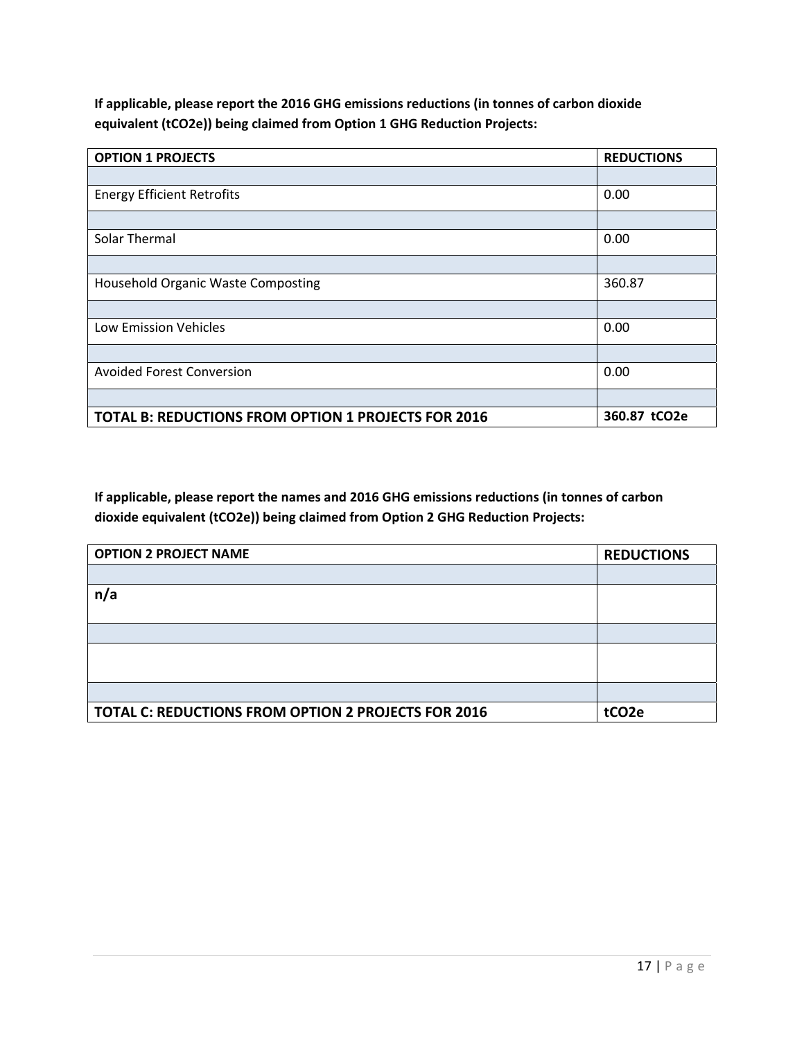**If applicable, please report the 2016 GHG emissions reductions (in tonnes of carbon dioxide equivalent (tCO2e)) being claimed from Option 1 GHG Reduction Projects:**

| OPTION 1 PROJECTS | REDUCTIONS |
|---|---|
| | |
| Energy Efficient Retrofits | 0.00 |
| | |
| Solar Thermal | 0.00 |
| | |
| Household Organic Waste Composting | 360.87 |
| | |
| Low Emission Vehicles | 0.00 |
| | |
| Avoided Forest Conversion | 0.00 |
| | |
| **TOTAL B: REDUCTIONS FROM OPTION 1 PROJECTS FOR 2016** | **360.87 tCO2e** |

**If applicable, please report the names and 2016 GHG emissions reductions (in tonnes of carbon dioxide equivalent (tCO2e)) being claimed from Option 2 GHG Reduction Projects:**

| OPTION 2 PROJECT NAME | REDUCTIONS |
|---|---|
| | |
| **n/a** | |
| | |
| | |
| | |
| **TOTAL C: REDUCTIONS FROM OPTION 2 PROJECTS FOR 2016** | **tCO2e** |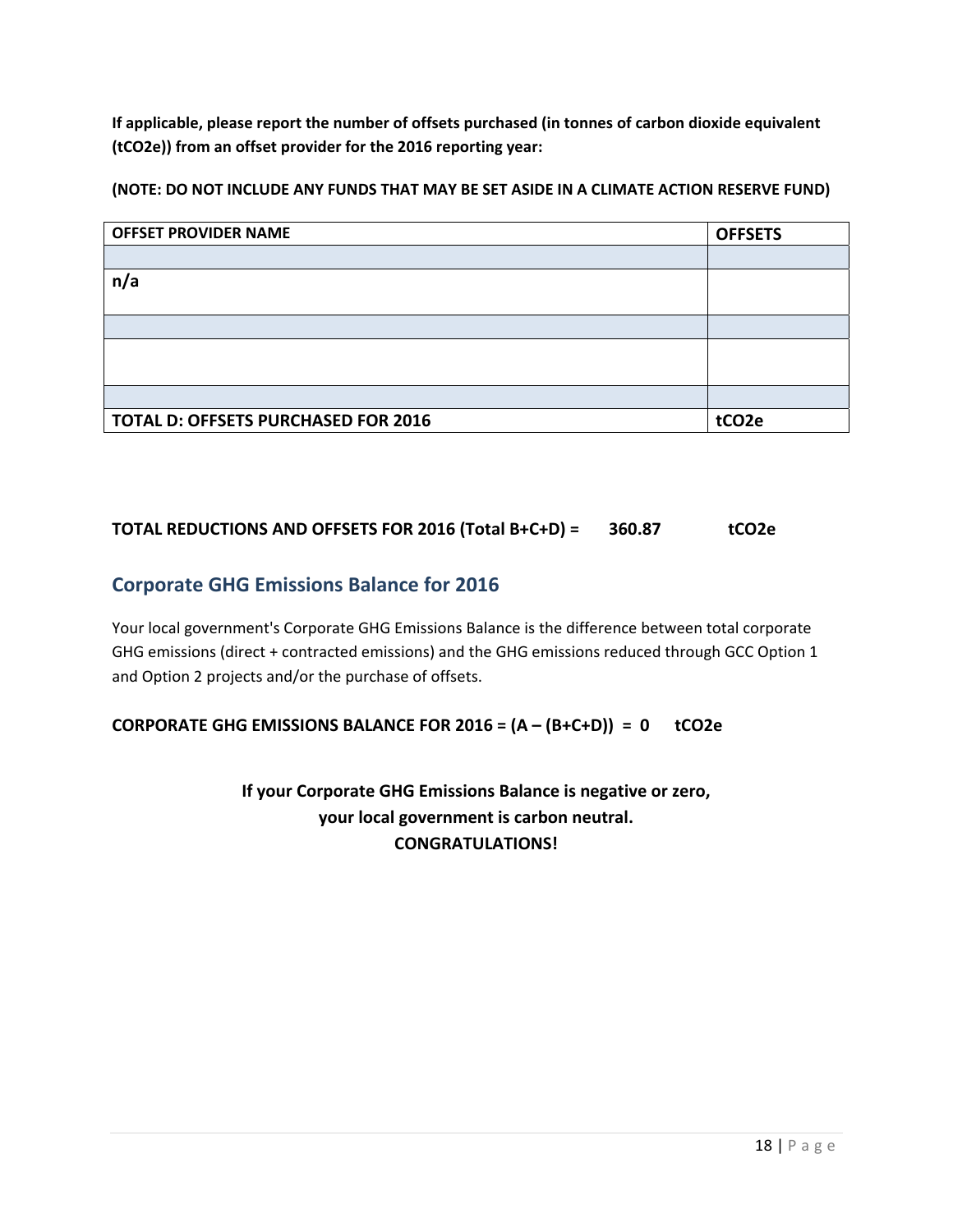**If applicable, please report the number of offsets purchased (in tonnes of carbon dioxide equivalent (tCO2e)) from an offset provider for the 2016 reporting year:**

**(NOTE: DO NOT INCLUDE ANY FUNDS THAT MAY BE SET ASIDE IN A CLIMATE ACTION RESERVE FUND)**

| OFFSET PROVIDER NAME | OFFSETS |
|---|---|
| | |
| n/a | |
| | |
| | |
| | |
| **TOTAL D: OFFSETS PURCHASED FOR 2016** | **tCO2e** |

**TOTAL REDUCTIONS AND OFFSETS FOR 2016 (Total B+C+D) = 360.87 tCO2e**

## Corporate GHG Emissions Balance for 2016

Your local government's Corporate GHG Emissions Balance is the difference between total corporate GHG emissions (direct + contracted emissions) and the GHG emissions reduced through GCC Option 1 and Option 2 projects and/or the purchase of offsets.

**CORPORATE GHG EMISSIONS BALANCE FOR 2016 = (A – (B+C+D)) = 0 tCO2e**

**If your Corporate GHG Emissions Balance is negative or zero, your local government is carbon neutral. CONGRATULATIONS!**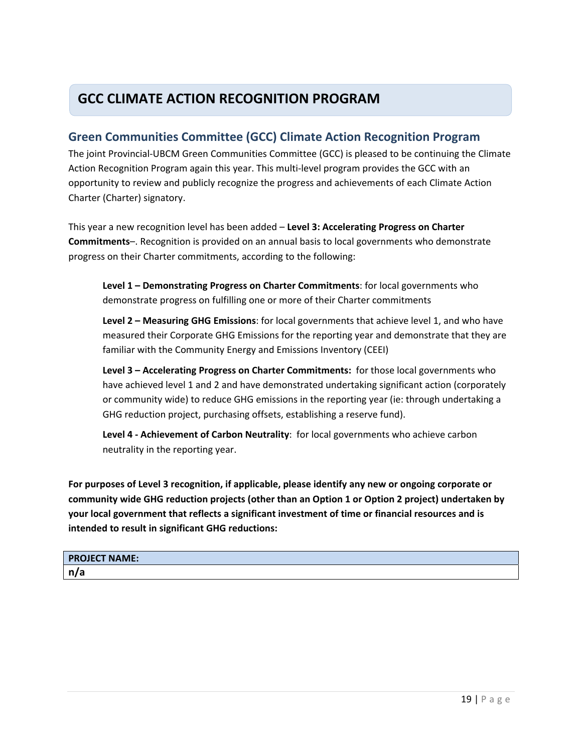# GCC CLIMATE ACTION RECOGNITION PROGRAM

## Green Communities Committee (GCC) Climate Action Recognition Program

The joint Provincial-UBCM Green Communities Committee (GCC) is pleased to be continuing the Climate Action Recognition Program again this year. This multi-level program provides the GCC with an opportunity to review and publicly recognize the progress and achievements of each Climate Action Charter (Charter) signatory.

This year a new recognition level has been added – **Level 3: Accelerating Progress on Charter Commitments**–. Recognition is provided on an annual basis to local governments who demonstrate progress on their Charter commitments, according to the following:

> **Level 1 – Demonstrating Progress on Charter Commitments**: for local governments who demonstrate progress on fulfilling one or more of their Charter commitments
>
> **Level 2 – Measuring GHG Emissions**: for local governments that achieve level 1, and who have measured their Corporate GHG Emissions for the reporting year and demonstrate that they are familiar with the Community Energy and Emissions Inventory (CEEI)
>
> **Level 3 – Accelerating Progress on Charter Commitments:** for those local governments who have achieved level 1 and 2 and have demonstrated undertaking significant action (corporately or community wide) to reduce GHG emissions in the reporting year (ie: through undertaking a GHG reduction project, purchasing offsets, establishing a reserve fund).
>
> **Level 4 - Achievement of Carbon Neutrality**: for local governments who achieve carbon neutrality in the reporting year.

**For purposes of Level 3 recognition, if applicable, please identify any new or ongoing corporate or community wide GHG reduction projects (other than an Option 1 or Option 2 project) undertaken by your local government that reflects a significant investment of time or financial resources and is intended to result in significant GHG reductions:**

| PROJECT NAME: |
| --- |
| **n/a** |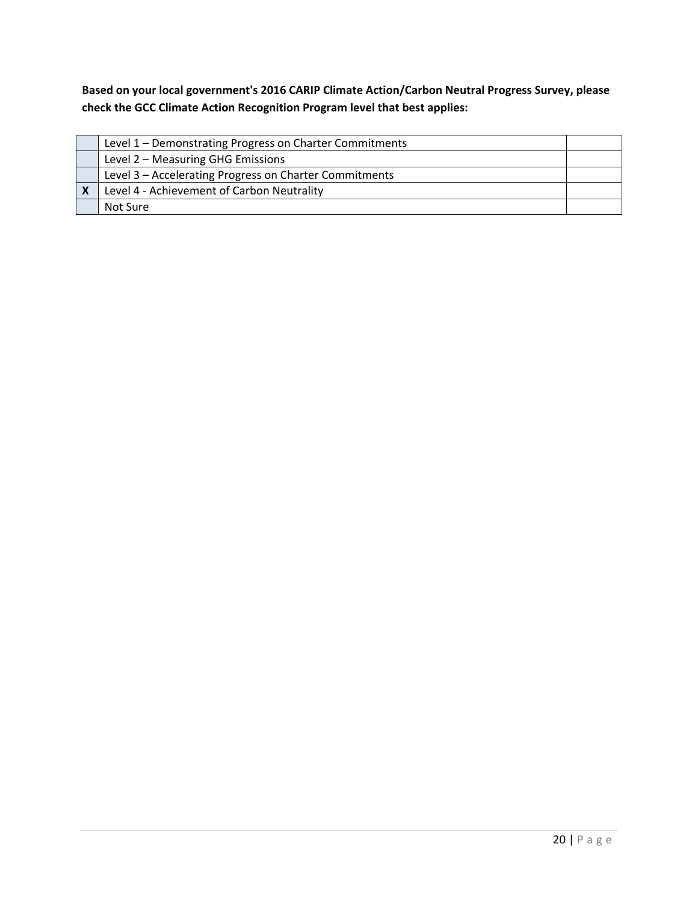**Based on your local government's 2016 CARIP Climate Action/Carbon Neutral Progress Survey, please check the GCC Climate Action Recognition Program level that best applies:**

| | | |
|---|---|---|
| | Level 1 – Demonstrating Progress on Charter Commitments | |
| | Level 2 – Measuring GHG Emissions | |
| | Level 3 – Accelerating Progress on Charter Commitments | |
| **X** | Level 4 - Achievement of Carbon Neutrality | |
| | Not Sure | |